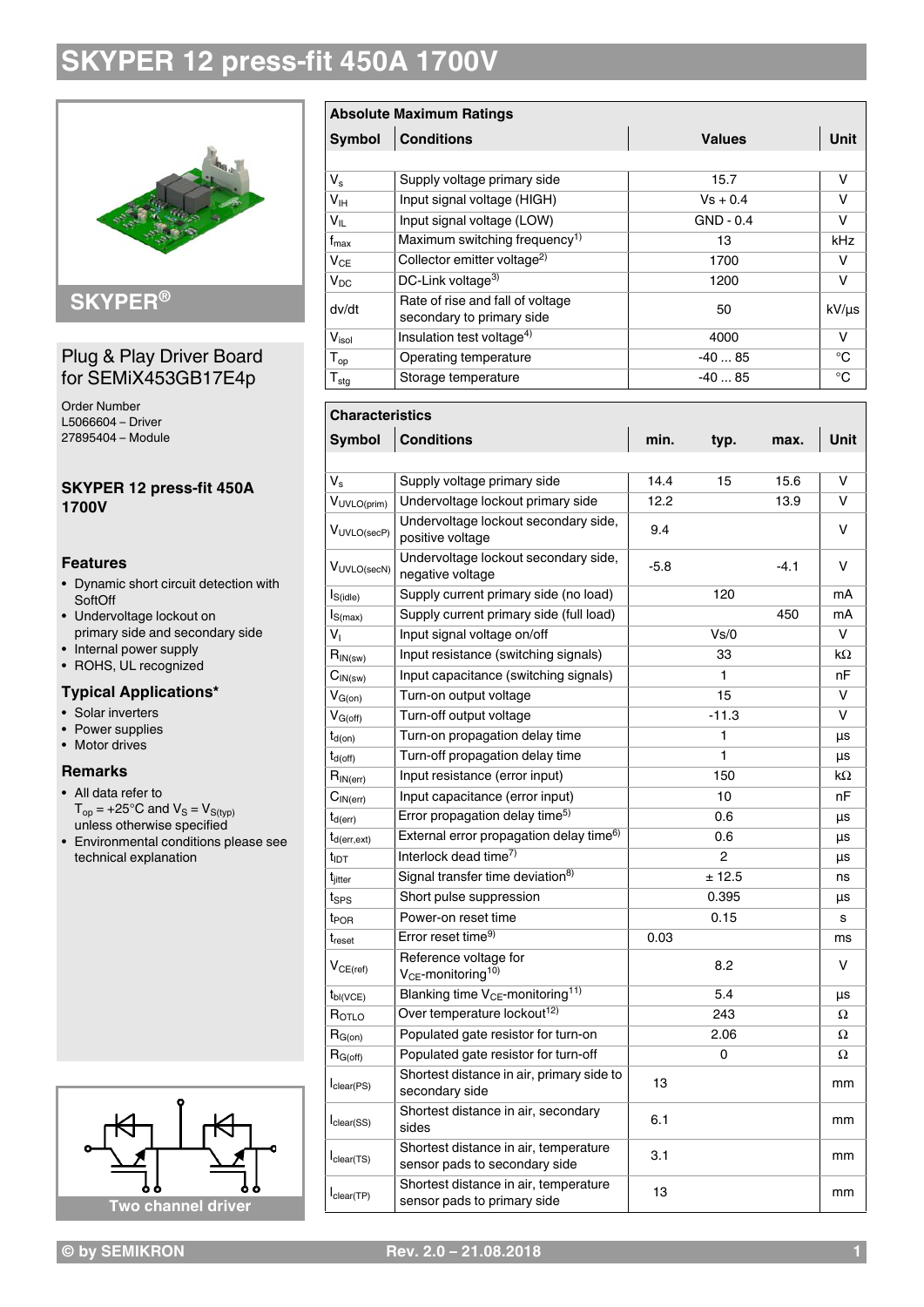# SKYPER 12 press-fit 450A 1700V

## SKYPER®

Plug & Play Driver Board for SEMiX453GB17E4p

Order Number
L5066604 – Driver
27895404 – Module

### SKYPER 12 press-fit 450A 1700V

### Features

- Dynamic short circuit detection with SoftOff
- Undervoltage lockout on primary side and secondary side
- Internal power supply
- ROHS, UL recognized

### Typical Applications*

- Solar inverters
- Power supplies
- Motor drives

### Remarks

- All data refer to $T_{op}$ = +25°C and $V_S = V_{S(typ)}$ unless otherwise specified
- Environmental conditions please see technical explanation

Two channel driver

| Absolute Maximum Ratings | | | |
|---|---|---|---|
| **Symbol** | **Conditions** | **Values** | **Unit** |
| $V_s$ | Supply voltage primary side | 15.7 | V |
| $V_{IH}$ | Input signal voltage (HIGH) | Vs + 0.4 | V |
| $V_{IL}$ | Input signal voltage (LOW) | GND - 0.4 | V |
| $f_{max}$ | Maximum switching frequency[1] | 13 | kHz |
| $V_{CE}$ | Collector emitter voltage[2] | 1700 | V |
| $V_{DC}$ | DC-Link voltage[3] | 1200 | V |
| dv/dt | Rate of rise and fall of voltage secondary to primary side | 50 | kV/µs |
| $V_{isol}$ | Insulation test voltage[4] | 4000 | V |
| $T_{op}$ | Operating temperature | -40 ... 85 | °C |
| $T_{stg}$ | Storage temperature | -40 ... 85 | °C |

| Characteristics | | | | | |
|---|---|---|---|---|---|
| **Symbol** | **Conditions** | **min.** | **typ.** | **max.** | **Unit** |
| $V_s$ | Supply voltage primary side | 14.4 | 15 | 15.6 | V |
| $V_{UVLO(prim)}$ | Undervoltage lockout primary side | 12.2 | | 13.9 | V |
| $V_{UVLO(secP)}$ | Undervoltage lockout secondary side, positive voltage | 9.4 | | | V |
| $V_{UVLO(secN)}$ | Undervoltage lockout secondary side, negative voltage | -5.8 | | -4.1 | V |
| $I_{S(idle)}$ | Supply current primary side (no load) | | 120 | | mA |
| $I_{S(max)}$ | Supply current primary side (full load) | | | 450 | mA |
| $V_I$ | Input signal voltage on/off | | Vs/0 | | V |
| $R_{IN(sw)}$ | Input resistance (switching signals) | | 33 | | kΩ |
| $C_{IN(sw)}$ | Input capacitance (switching signals) | | 1 | | nF |
| $V_{G(on)}$ | Turn-on output voltage | | 15 | | V |
| $V_{G(off)}$ | Turn-off output voltage | | -11.3 | | V |
| $t_{d(on)}$ | Turn-on propagation delay time | | 1 | | µs |
| $t_{d(off)}$ | Turn-off propagation delay time | | 1 | | µs |
| $R_{IN(err)}$ | Input resistance (error input) | | 150 | | kΩ |
| $C_{IN(err)}$ | Input capacitance (error input) | | 10 | | nF |
| $t_{d(err)}$ | Error propagation delay time[5] | | 0.6 | | µs |
| $t_{d(err,ext)}$ | External error propagation delay time[6] | | 0.6 | | µs |
| $t_{IDT}$ | Interlock dead time[7] | | 2 | | µs |
| $t_{jitter}$ | Signal transfer time deviation[8] | | ± 12.5 | | ns |
| $t_{SPS}$ | Short pulse suppression | | 0.395 | | µs |
| $t_{POR}$ | Power-on reset time | | 0.15 | | s |
| $t_{reset}$ | Error reset time[9] | 0.03 | | | ms |
| $V_{CE(ref)}$ | Reference voltage for $V_{CE}$-monitoring[10] | | 8.2 | | V |
| $t_{bl(VCE)}$ | Blanking time $V_{CE}$-monitoring[11] | | 5.4 | | µs |
| $R_{OTLO}$ | Over temperature lockout[12] | | 243 | | Ω |
| $R_{G(on)}$ | Populated gate resistor for turn-on | | 2.06 | | Ω |
| $R_{G(off)}$ | Populated gate resistor for turn-off | | 0 | | Ω |
| $l_{clear(PS)}$ | Shortest distance in air, primary side to secondary side | 13 | | | mm |
| $l_{clear(SS)}$ | Shortest distance in air, secondary sides | 6.1 | | | mm |
| $l_{clear(TS)}$ | Shortest distance in air, temperature sensor pads to secondary side | 3.1 | | | mm |
| $l_{clear(TP)}$ | Shortest distance in air, temperature sensor pads to primary side | 13 | | | mm |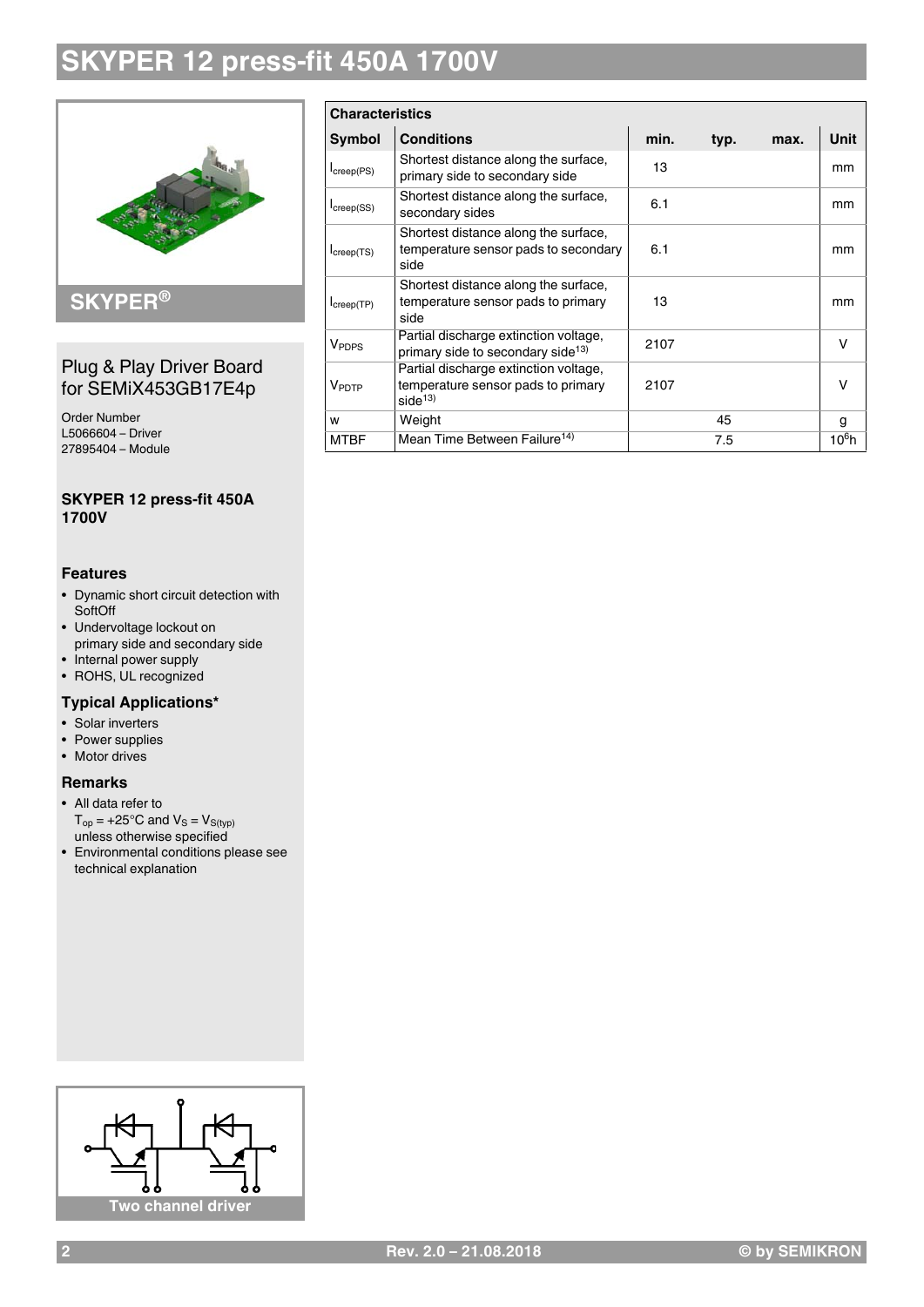# SKYPER 12 press-fit 450A 1700V

## SKYPER®

Plug & Play Driver Board for SEMiX453GB17E4p

Order Number
L5066604 – Driver
27895404 – Module

**SKYPER 12 press-fit 450A 1700V**

### Features

- Dynamic short circuit detection with SoftOff
- Undervoltage lockout on primary side and secondary side
- Internal power supply
- ROHS, UL recognized

### Typical Applications*

- Solar inverters
- Power supplies
- Motor drives

### Remarks

- All data refer to $T_{op}$ = +25°C and $V_S = V_{S(typ)}$ unless otherwise specified
- Environmental conditions please see technical explanation

Two channel driver

| Characteristics | | | | | |
|---|---|---|---|---|---|
| **Symbol** | **Conditions** | **min.** | **typ.** | **max.** | **Unit** |
| $l_{creep(PS)}$ | Shortest distance along the surface, primary side to secondary side | 13 | | | mm |
| $l_{creep(SS)}$ | Shortest distance along the surface, secondary sides | 6.1 | | | mm |
| $l_{creep(TS)}$ | Shortest distance along the surface, temperature sensor pads to secondary side | 6.1 | | | mm |
| $l_{creep(TP)}$ | Shortest distance along the surface, temperature sensor pads to primary side | 13 | | | mm |
| $V_{PDPS}$ | Partial discharge extinction voltage, primary side to secondary side[13)] | 2107 | | | V |
| $V_{PDTP}$ | Partial discharge extinction voltage, temperature sensor pads to primary side[13)] | 2107 | | | V |
| w | Weight | | 45 | | g |
| MTBF | Mean Time Between Failure[14)] | | 7.5 | | $10^6$h |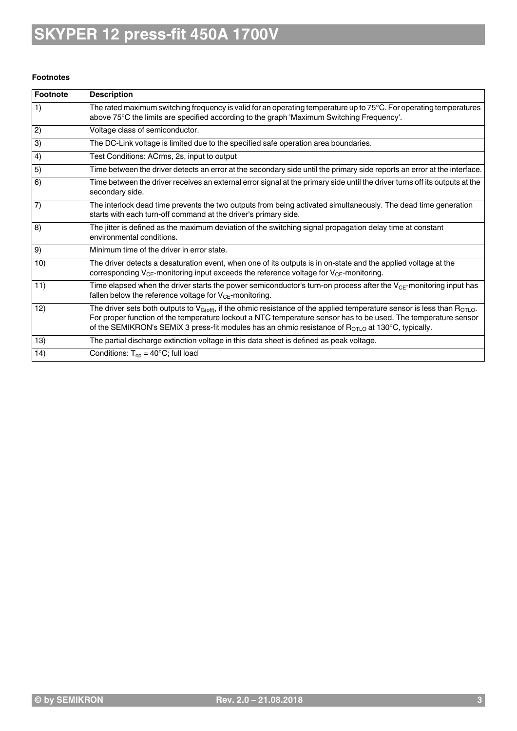**Footnotes**

| Footnote | Description |
|---|---|
| 1) | The rated maximum switching frequency is valid for an operating temperature up to 75°C. For operating temperatures above 75°C the limits are specified according to the graph 'Maximum Switching Frequency'. |
| 2) | Voltage class of semiconductor. |
| 3) | The DC-Link voltage is limited due to the specified safe operation area boundaries. |
| 4) | Test Conditions: ACrms, 2s, input to output |
| 5) | Time between the driver detects an error at the secondary side until the primary side reports an error at the interface. |
| 6) | Time between the driver receives an external error signal at the primary side until the driver turns off its outputs at the secondary side. |
| 7) | The interlock dead time prevents the two outputs from being activated simultaneously. The dead time generation starts with each turn-off command at the driver's primary side. |
| 8) | The jitter is defined as the maximum deviation of the switching signal propagation delay time at constant environmental conditions. |
| 9) | Minimum time of the driver in error state. |
| 10) | The driver detects a desaturation event, when one of its outputs is in on-state and the applied voltage at the corresponding $V_{CE}$-monitoring input exceeds the reference voltage for $V_{CE}$-monitoring. |
| 11) | Time elapsed when the driver starts the power semiconductor's turn-on process after the $V_{CE}$-monitoring input has fallen below the reference voltage for $V_{CE}$-monitoring. |
| 12) | The driver sets both outputs to $V_{G(off)}$, if the ohmic resistance of the applied temperature sensor is less than $R_{OTLO}$. For proper function of the temperature lockout a NTC temperature sensor has to be used. The temperature sensor of the SEMIKRON's SEMiX 3 press-fit modules has an ohmic resistance of $R_{OTLO}$ at 130°C, typically. |
| 13) | The partial discharge extinction voltage in this data sheet is defined as peak voltage. |
| 14) | Conditions: $T_{op}$ = 40°C; full load |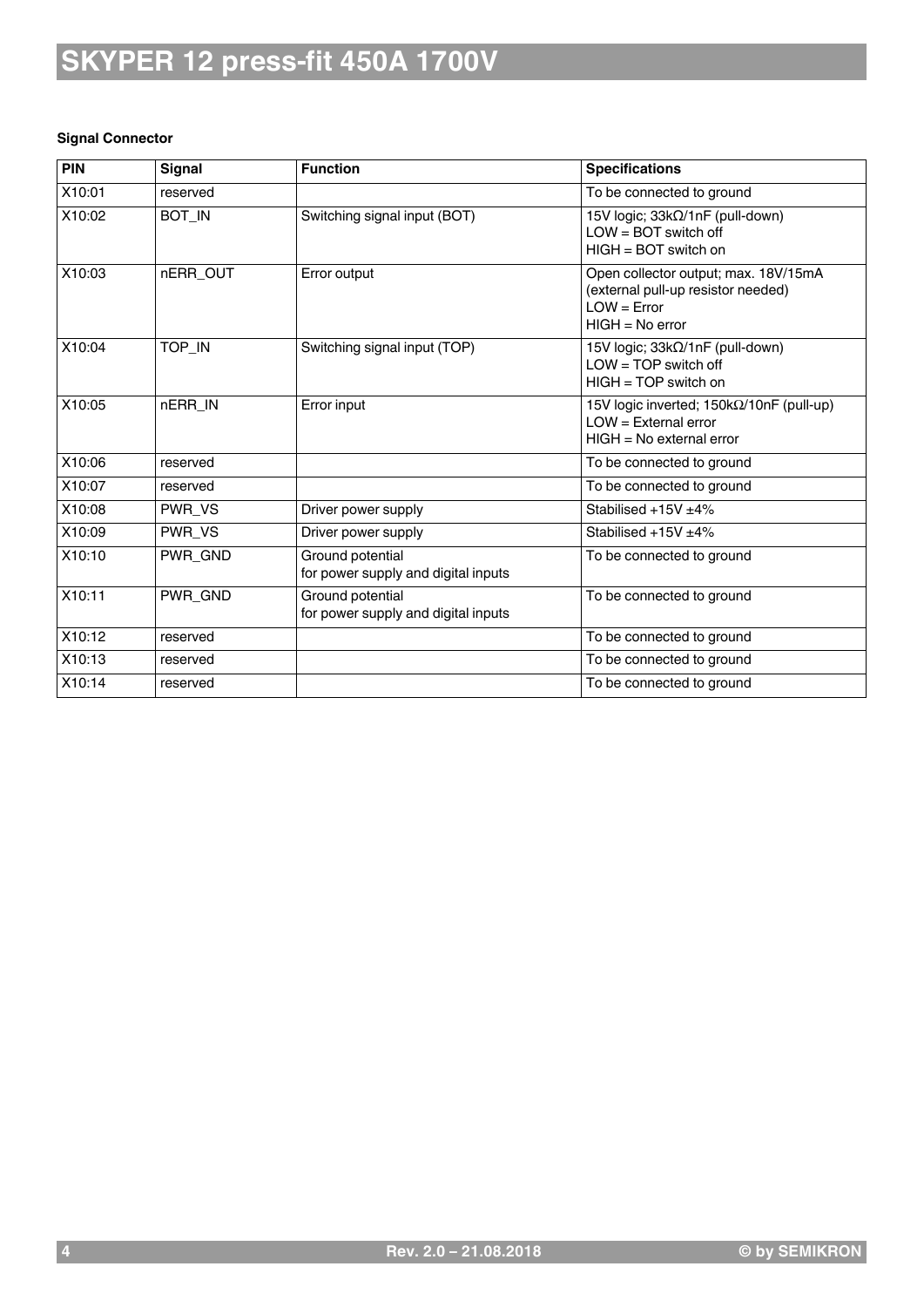**Signal Connector**

| PIN | Signal | Function | Specifications |
|---|---|---|---|
| X10:01 | reserved | | To be connected to ground |
| X10:02 | BOT_IN | Switching signal input (BOT) | 15V logic; 33kΩ/1nF (pull-down)<br>LOW = BOT switch off<br>HIGH = BOT switch on |
| X10:03 | nERR_OUT | Error output | Open collector output; max. 18V/15mA<br>(external pull-up resistor needed)<br>LOW = Error<br>HIGH = No error |
| X10:04 | TOP_IN | Switching signal input (TOP) | 15V logic; 33kΩ/1nF (pull-down)<br>LOW = TOP switch off<br>HIGH = TOP switch on |
| X10:05 | nERR_IN | Error input | 15V logic inverted; 150kΩ/10nF (pull-up)<br>LOW = External error<br>HIGH = No external error |
| X10:06 | reserved | | To be connected to ground |
| X10:07 | reserved | | To be connected to ground |
| X10:08 | PWR_VS | Driver power supply | Stabilised +15V ±4% |
| X10:09 | PWR_VS | Driver power supply | Stabilised +15V ±4% |
| X10:10 | PWR_GND | Ground potential<br>for power supply and digital inputs | To be connected to ground |
| X10:11 | PWR_GND | Ground potential<br>for power supply and digital inputs | To be connected to ground |
| X10:12 | reserved | | To be connected to ground |
| X10:13 | reserved | | To be connected to ground |
| X10:14 | reserved | | To be connected to ground |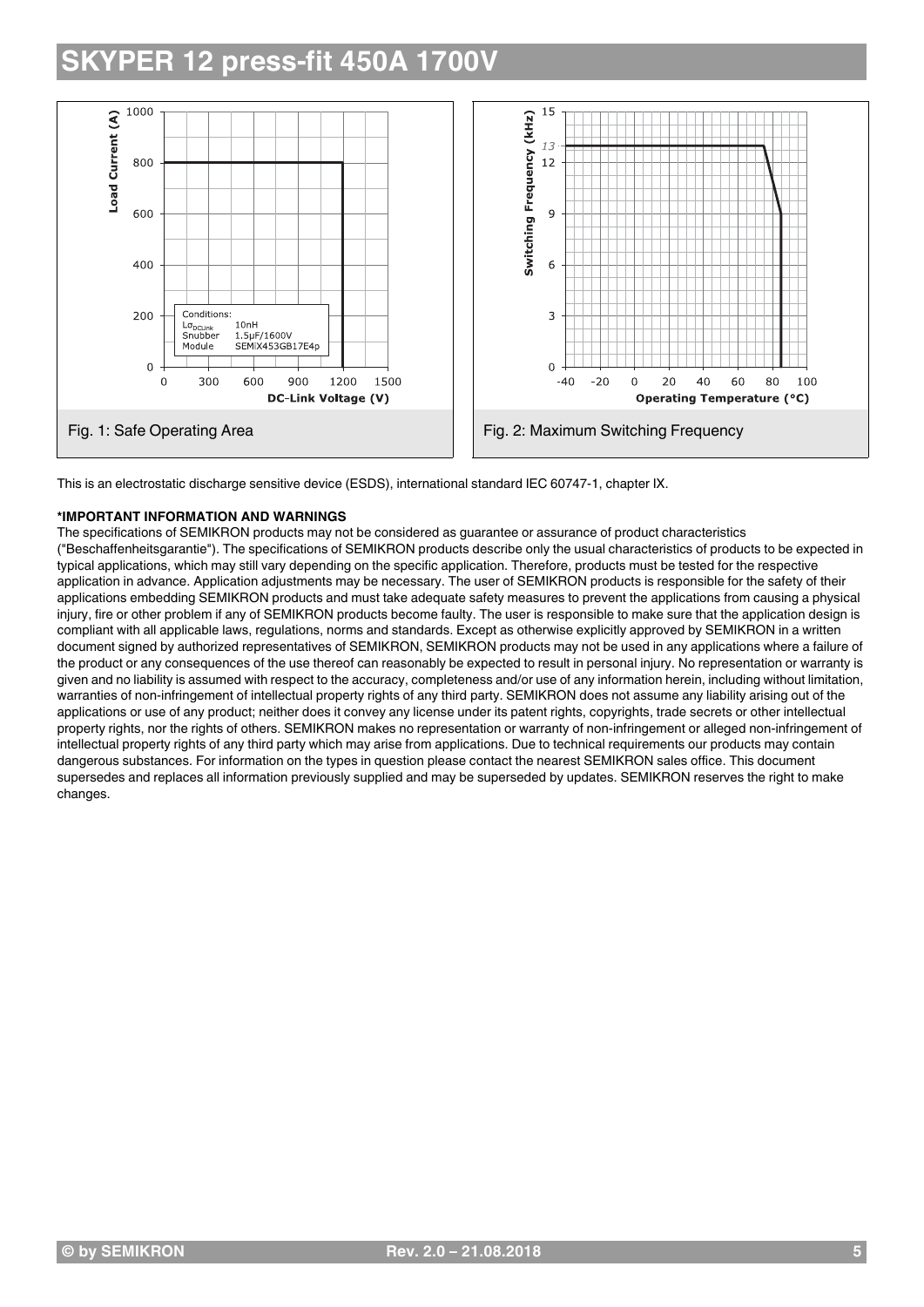# SKYPER 12 press-fit 450A 1700V

Load Current (A)
1000
800
600
400
200
0
0 300 600 900 1200 1500
DC-Link Voltage (V)

Conditions:
$L\sigma_{DCLink}$ 10nH
Snubber 1.5µF/1600V
Module SEMiX453GB17E4p

Fig. 1: Safe Operating Area

Switching Frequency (kHz)
15
13
12
9
6
3
0
-40 -20 0 20 40 60 80 100
Operating Temperature (°C)

Fig. 2: Maximum Switching Frequency

This is an electrostatic discharge sensitive device (ESDS), international standard IEC 60747-1, chapter IX.

**\*IMPORTANT INFORMATION AND WARNINGS**

The specifications of SEMIKRON products may not be considered as guarantee or assurance of product characteristics ("Beschaffenheitsgarantie"). The specifications of SEMIKRON products describe only the usual characteristics of products to be expected in typical applications, which may still vary depending on the specific application. Therefore, products must be tested for the respective application in advance. Application adjustments may be necessary. The user of SEMIKRON products is responsible for the safety of their applications embedding SEMIKRON products and must take adequate safety measures to prevent the applications from causing a physical injury, fire or other problem if any of SEMIKRON products become faulty. The user is responsible to make sure that the application design is compliant with all applicable laws, regulations, norms and standards. Except as otherwise explicitly approved by SEMIKRON in a written document signed by authorized representatives of SEMIKRON, SEMIKRON products may not be used in any applications where a failure of the product or any consequences of the use thereof can reasonably be expected to result in personal injury. No representation or warranty is given and no liability is assumed with respect to the accuracy, completeness and/or use of any information herein, including without limitation, warranties of non-infringement of intellectual property rights of any third party. SEMIKRON does not assume any liability arising out of the applications or use of any product; neither does it convey any license under its patent rights, copyrights, trade secrets or other intellectual property rights, nor the rights of others. SEMIKRON makes no representation or warranty of non-infringement or alleged non-infringement of intellectual property rights of any third party which may arise from applications. Due to technical requirements our products may contain dangerous substances. For information on the types in question please contact the nearest SEMIKRON sales office. This document supersedes and replaces all information previously supplied and may be superseded by updates. SEMIKRON reserves the right to make changes.